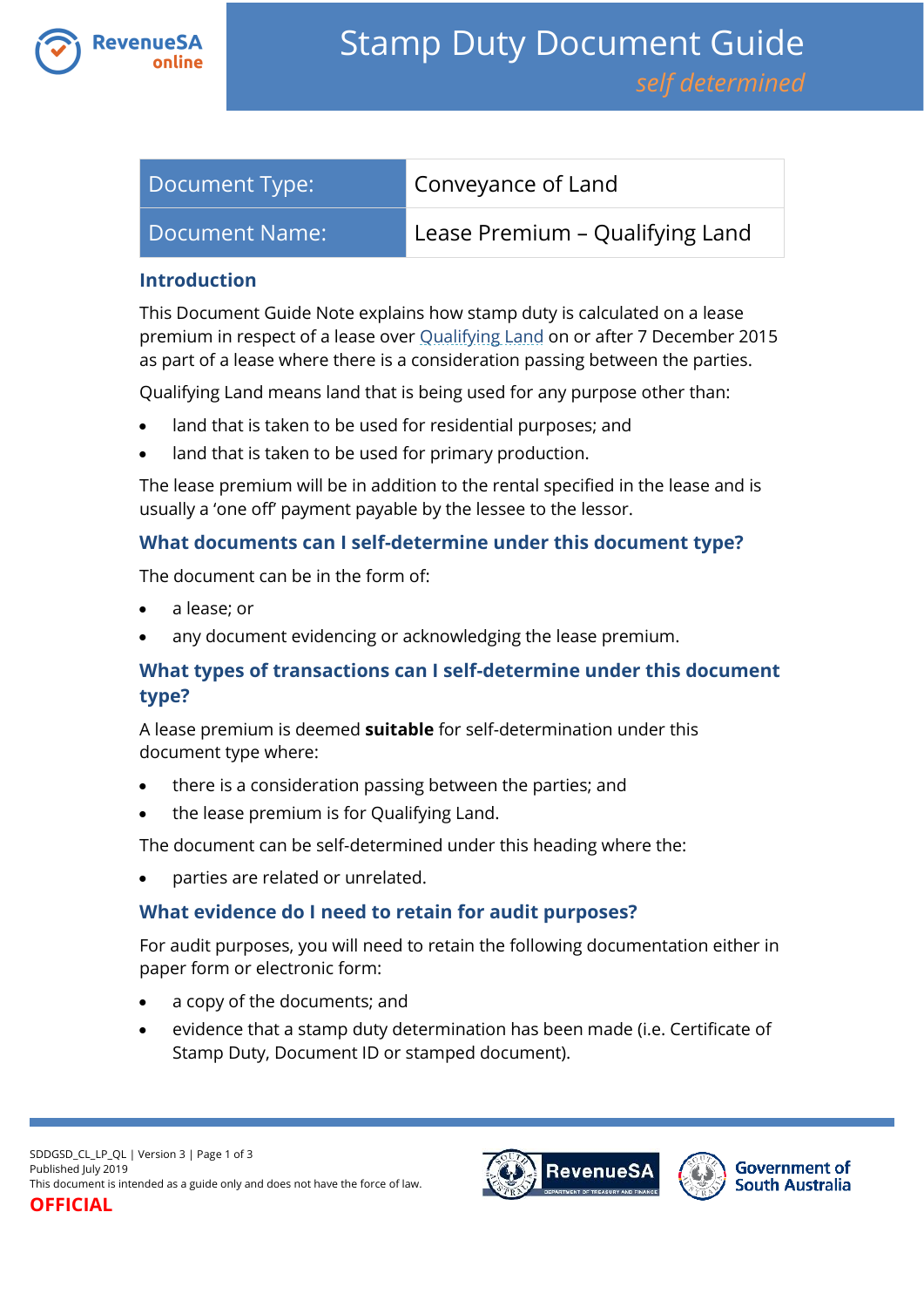# Stamp Duty Document Guide

*self determined*

| Document Type: | Conveyance of Land |
|---|---|
| Document Name: | Lease Premium – Qualifying Land |

## Introduction

This Document Guide Note explains how stamp duty is calculated on a lease premium in respect of a lease over Qualifying Land on or after 7 December 2015 as part of a lease where there is a consideration passing between the parties.

Qualifying Land means land that is being used for any purpose other than:

- land that is taken to be used for residential purposes; and
- land that is taken to be used for primary production.

The lease premium will be in addition to the rental specified in the lease and is usually a 'one off' payment payable by the lessee to the lessor.

## What documents can I self-determine under this document type?

The document can be in the form of:

- a lease; or
- any document evidencing or acknowledging the lease premium.

## What types of transactions can I self-determine under this document type?

A lease premium is deemed **suitable** for self-determination under this document type where:

- there is a consideration passing between the parties; and
- the lease premium is for Qualifying Land.

The document can be self-determined under this heading where the:

- parties are related or unrelated.

## What evidence do I need to retain for audit purposes?

For audit purposes, you will need to retain the following documentation either in paper form or electronic form:

- a copy of the documents; and
- evidence that a stamp duty determination has been made (i.e. Certificate of Stamp Duty, Document ID or stamped document).

SDDGSD_CL_LP_QL | Version 3
Published July 2019
This document is intended as a guide only and does not have the force of law.
**OFFICIAL**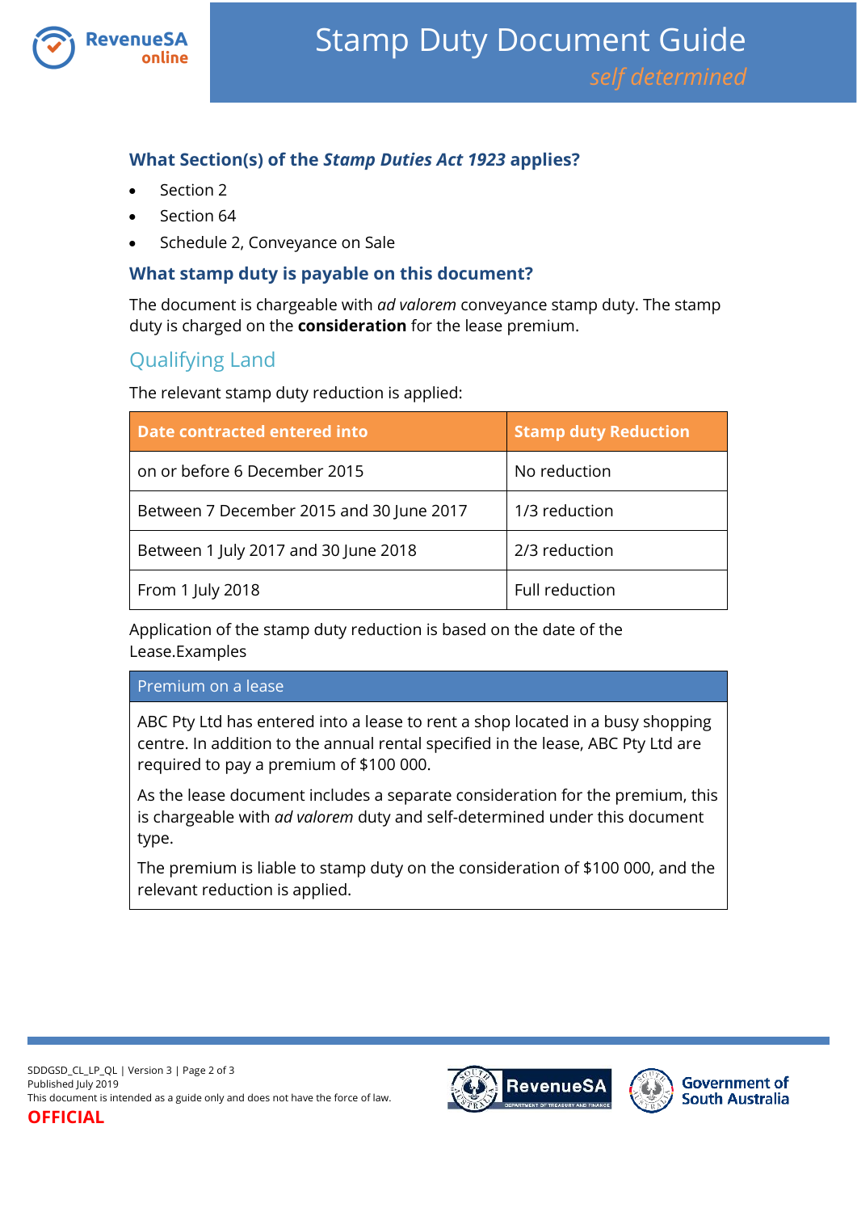### What Section(s) of the *Stamp Duties Act 1923* applies?

- Section 2
- Section 64
- Schedule 2, Conveyance on Sale

### What stamp duty is payable on this document?

The document is chargeable with *ad valorem* conveyance stamp duty. The stamp duty is charged on the **consideration** for the lease premium.

## Qualifying Land

The relevant stamp duty reduction is applied:

| Date contracted entered into | Stamp duty Reduction |
|---|---|
| on or before 6 December 2015 | No reduction |
| Between 7 December 2015 and 30 June 2017 | 1/3 reduction |
| Between 1 July 2017 and 30 June 2018 | 2/3 reduction |
| From 1 July 2018 | Full reduction |

Application of the stamp duty reduction is based on the date of the Lease.Examples

| Premium on a lease |
|---|
| ABC Pty Ltd has entered into a lease to rent a shop located in a busy shopping centre. In addition to the annual rental specified in the lease, ABC Pty Ltd are required to pay a premium of $100 000.<br><br>As the lease document includes a separate consideration for the premium, this is chargeable with *ad valorem* duty and self-determined under this document type.<br><br>The premium is liable to stamp duty on the consideration of $100 000, and the relevant reduction is applied. |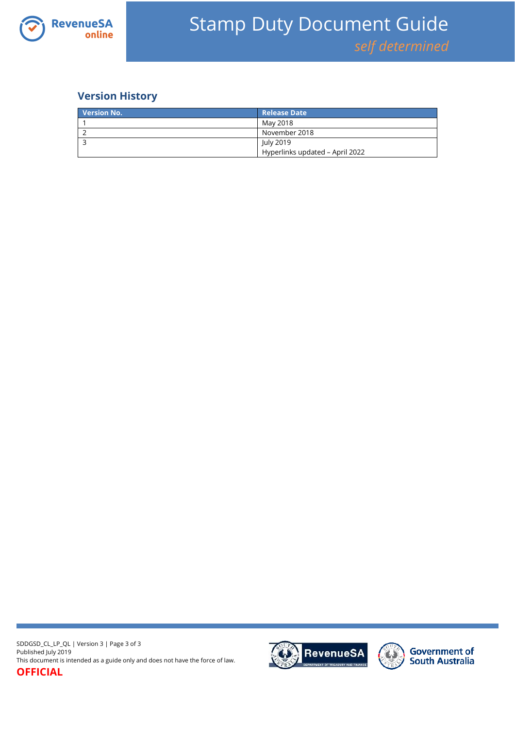## Version History

| Version No. | Release Date |
| --- | --- |
| 1 | May 2018 |
| 2 | November 2018 |
| 3 | July 2019<br>Hyperlinks updated – April 2022 |